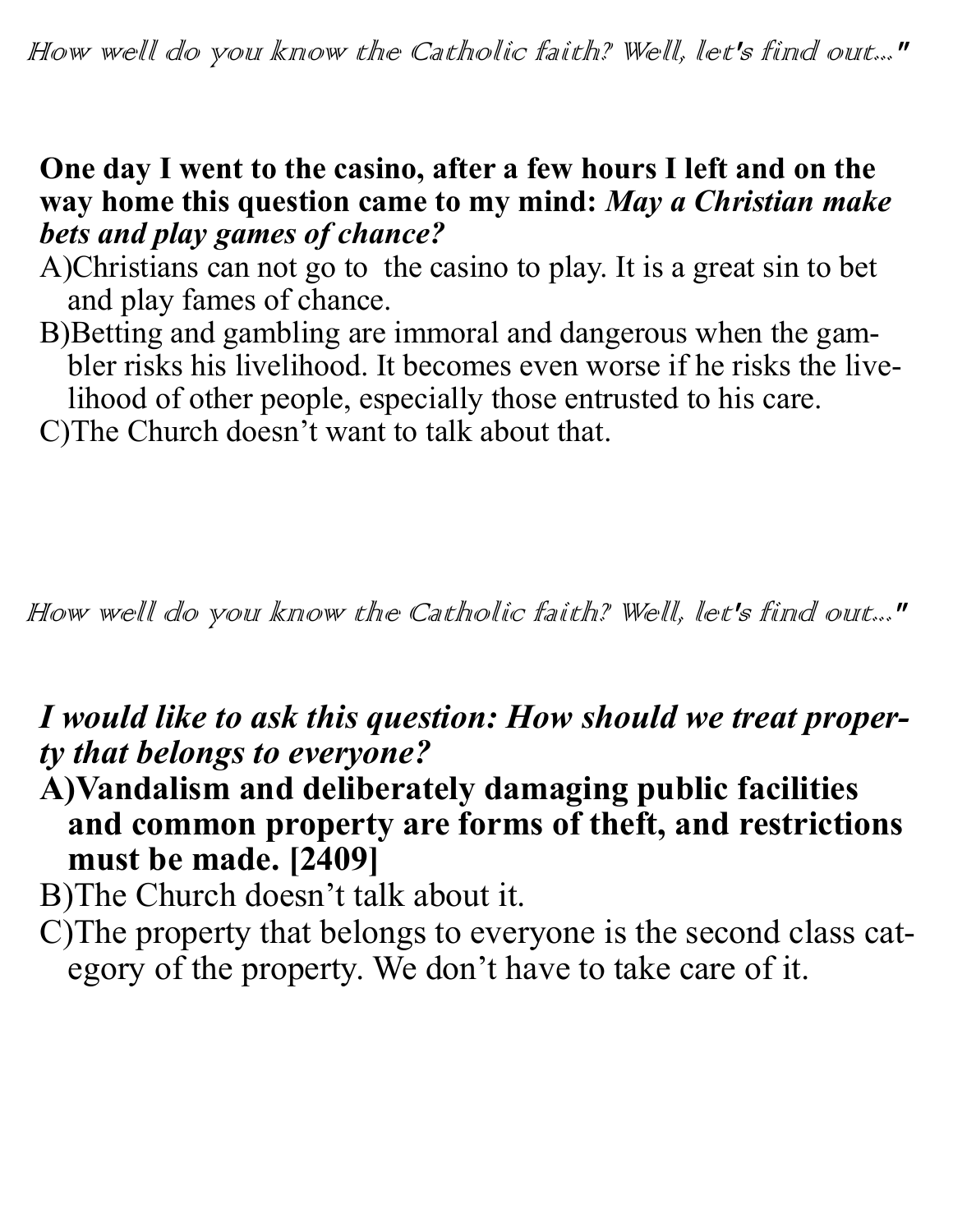*How well do you know the Catholic faith? Well, let's find out..."*

**One day I went to the casino, after a few hours I left and on the way home this question came to my mind:** ***May a Christian make bets and play games of chance?***

A)Christians can not go to  the casino to play. It is a great sin to bet and play fames of chance.

B)Betting and gambling are immoral and dangerous when the gambler risks his livelihood. It becomes even worse if he risks the livelihood of other people, especially those entrusted to his care.

C)The Church doesn't want to talk about that.

*How well do you know the Catholic faith? Well, let's find out..."*

***I would like to ask this question: How should we treat property that belongs to everyone?***

**A)Vandalism and deliberately damaging public facilities and common property are forms of theft, and restrictions must be made. [2409]**

B)The Church doesn't talk about it.

C)The property that belongs to everyone is the second class category of the property. We don't have to take care of it.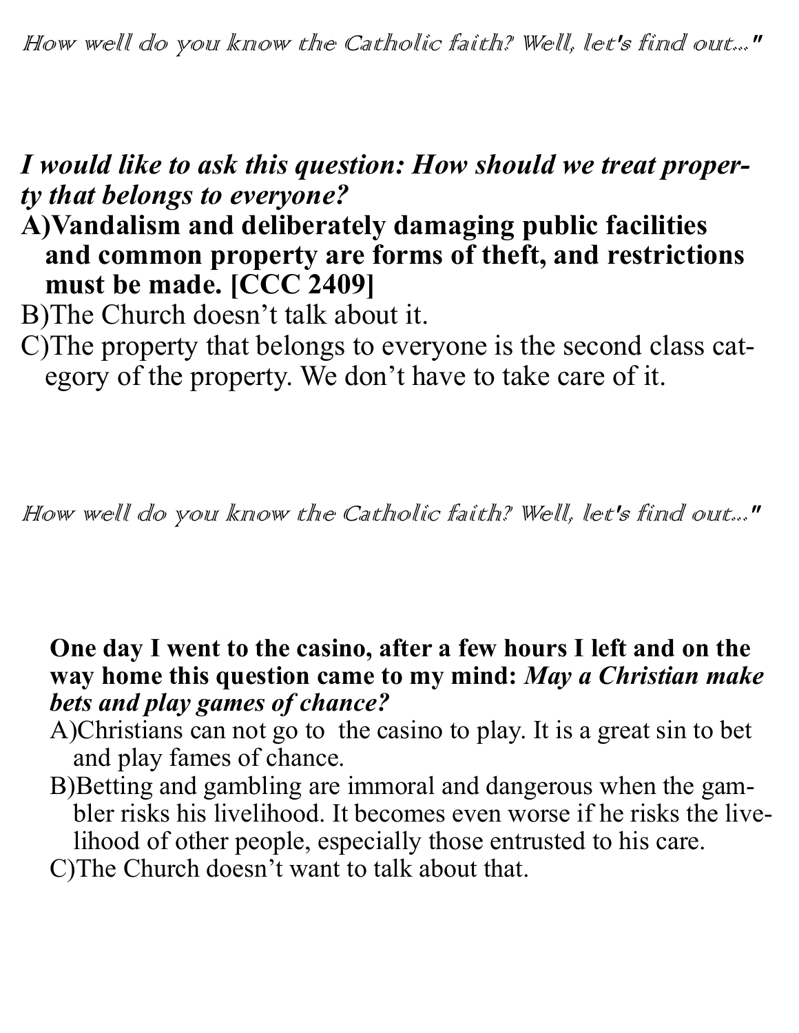*How well do you know the Catholic faith? Well, let's find out..."*

***I would like to ask this question: How should we treat property that belongs to everyone?***

**A)Vandalism and deliberately damaging public facilities and common property are forms of theft, and restrictions must be made. [CCC 2409]**

B)The Church doesn't talk about it.

C)The property that belongs to everyone is the second class category of the property. We don't have to take care of it.

*How well do you know the Catholic faith? Well, let's find out..."*

**One day I went to the casino, after a few hours I left and on the way home this question came to my mind:** ***May a Christian make bets and play games of chance?***

A)Christians can not go to the casino to play. It is a great sin to bet and play fames of chance.

B)Betting and gambling are immoral and dangerous when the gambler risks his livelihood. It becomes even worse if he risks the livelihood of other people, especially those entrusted to his care.

C)The Church doesn't want to talk about that.